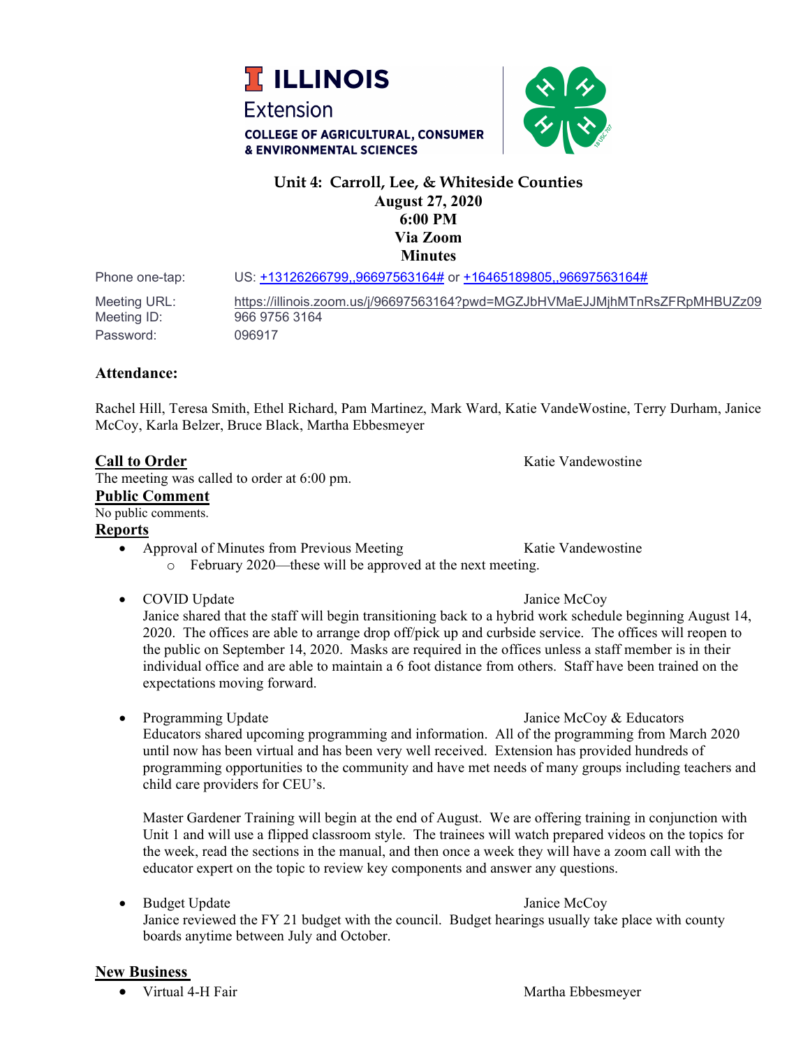ILLINOIS Extension
COLLEGE OF AGRICULTURAL, CONSUMER & ENVIRONMENTAL SCIENCES

# Unit 4: Carroll, Lee, & Whiteside Counties
**August 27, 2020**
**6:00 PM**
**Via Zoom**
**Minutes**

| | |
|---|---|
| Phone one-tap: | US: +13126266799,,96697563164# or +16465189805,,96697563164# |
| Meeting URL: | https://illinois.zoom.us/j/96697563164?pwd=MGZJbHVMaEJJMjhMTnRsZFRpMHBUZz09 |
| Meeting ID: | 966 9756 3164 |
| Password: | 096917 |

**Attendance:**

Rachel Hill, Teresa Smith, Ethel Richard, Pam Martinez, Mark Ward, Katie VandeWostine, Terry Durham, Janice McCoy, Karla Belzer, Bruce Black, Martha Ebbesmeyer

**Call to Order** — Katie Vandewostine

The meeting was called to order at 6:00 pm.

**Public Comment**

No public comments.

**Reports**

- Approval of Minutes from Previous Meeting — Katie Vandewostine
  - February 2020—these will be approved at the next meeting.

- COVID Update — Janice McCoy

  Janice shared that the staff will begin transitioning back to a hybrid work schedule beginning August 14, 2020. The offices are able to arrange drop off/pick up and curbside service. The offices will reopen to the public on September 14, 2020. Masks are required in the offices unless a staff member is in their individual office and are able to maintain a 6 foot distance from others. Staff have been trained on the expectations moving forward.

- Programming Update — Janice McCoy & Educators

  Educators shared upcoming programming and information. All of the programming from March 2020 until now has been virtual and has been very well received. Extension has provided hundreds of programming opportunities to the community and have met needs of many groups including teachers and child care providers for CEU's.

  Master Gardener Training will begin at the end of August. We are offering training in conjunction with Unit 1 and will use a flipped classroom style. The trainees will watch prepared videos on the topics for the week, read the sections in the manual, and then once a week they will have a zoom call with the educator expert on the topic to review key components and answer any questions.

- Budget Update — Janice McCoy

  Janice reviewed the FY 21 budget with the council. Budget hearings usually take place with county boards anytime between July and October.

**New Business**

- Virtual 4-H Fair — Martha Ebbesmeyer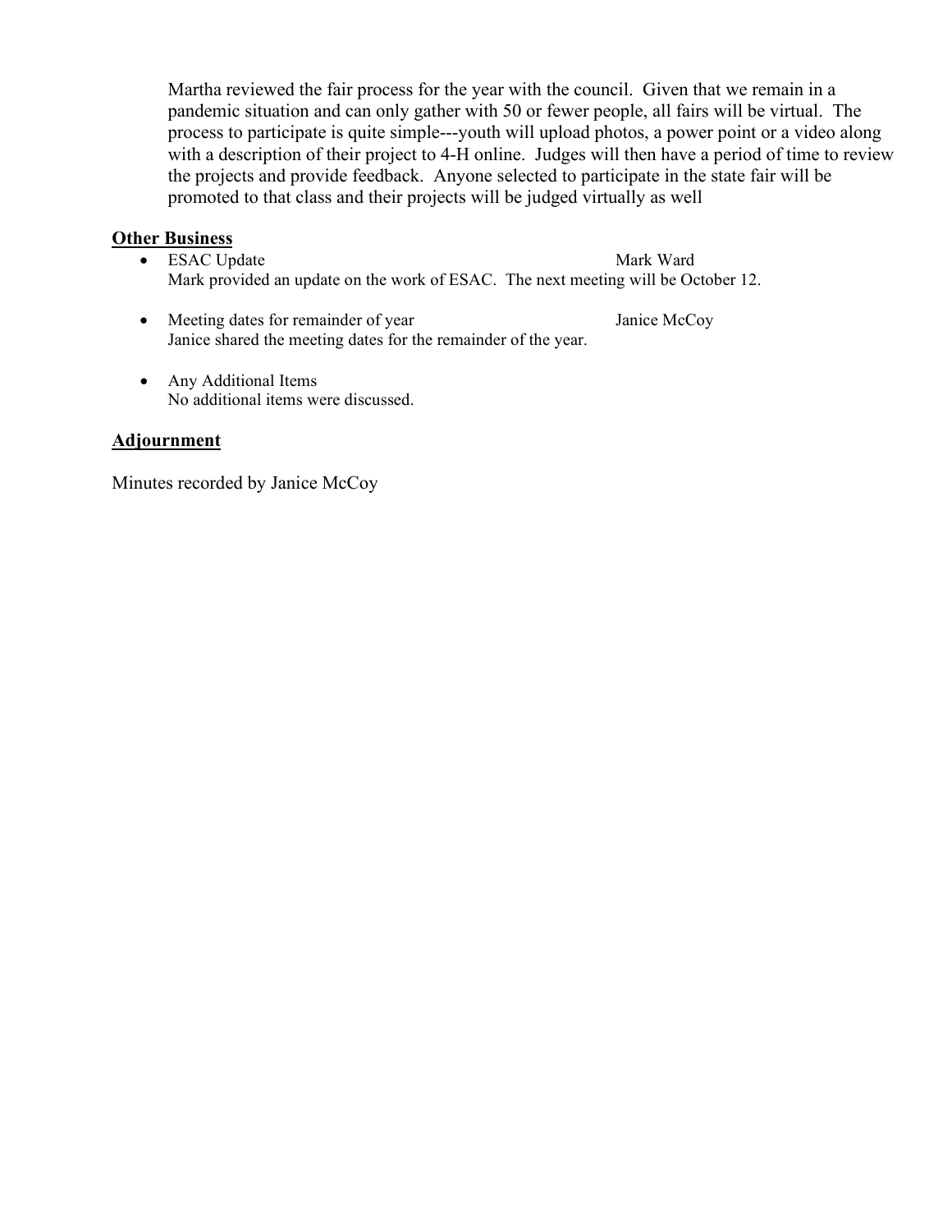Martha reviewed the fair process for the year with the council. Given that we remain in a pandemic situation and can only gather with 50 or fewer people, all fairs will be virtual. The process to participate is quite simple---youth will upload photos, a power point or a video along with a description of their project to 4-H online. Judges will then have a period of time to review the projects and provide feedback. Anyone selected to participate in the state fair will be promoted to that class and their projects will be judged virtually as well

**Other Business**

- ESAC Update — Mark Ward
  Mark provided an update on the work of ESAC. The next meeting will be October 12.

- Meeting dates for remainder of year — Janice McCoy
  Janice shared the meeting dates for the remainder of the year.

- Any Additional Items
  No additional items were discussed.

**Adjournment**

Minutes recorded by Janice McCoy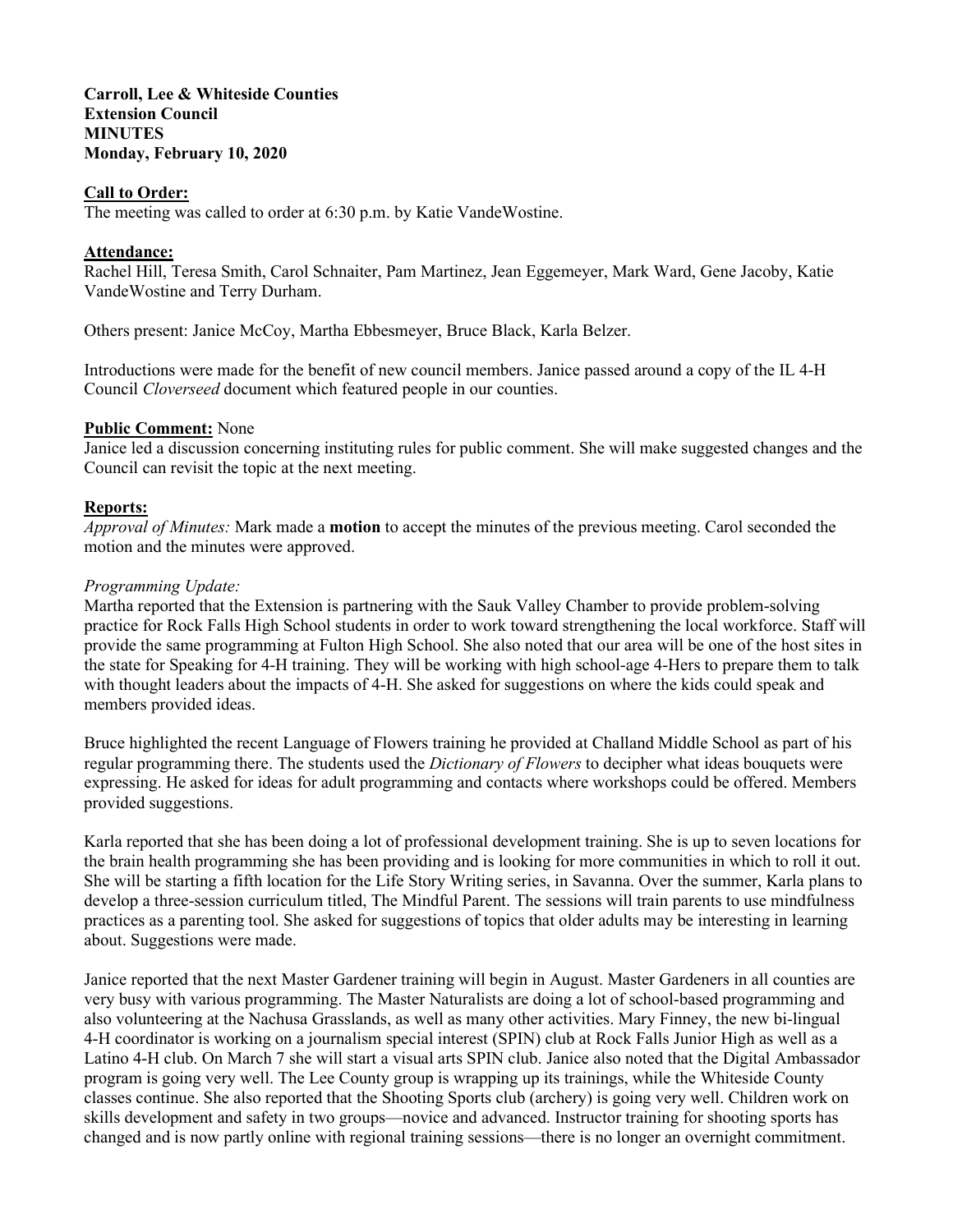**Carroll, Lee & Whiteside Counties**
**Extension Council**
**MINUTES**
**Monday, February 10, 2020**

**Call to Order:**
The meeting was called to order at 6:30 p.m. by Katie VandeWostine.

**Attendance:**
Rachel Hill, Teresa Smith, Carol Schnaiter, Pam Martinez, Jean Eggemeyer, Mark Ward, Gene Jacoby, Katie VandeWostine and Terry Durham.

Others present: Janice McCoy, Martha Ebbesmeyer, Bruce Black, Karla Belzer.

Introductions were made for the benefit of new council members. Janice passed around a copy of the IL 4-H Council *Cloverseed* document which featured people in our counties.

**Public Comment:** None
Janice led a discussion concerning instituting rules for public comment. She will make suggested changes and the Council can revisit the topic at the next meeting.

**Reports:**
*Approval of Minutes:* Mark made a **motion** to accept the minutes of the previous meeting. Carol seconded the motion and the minutes were approved.

*Programming Update:*
Martha reported that the Extension is partnering with the Sauk Valley Chamber to provide problem-solving practice for Rock Falls High School students in order to work toward strengthening the local workforce. Staff will provide the same programming at Fulton High School. She also noted that our area will be one of the host sites in the state for Speaking for 4-H training. They will be working with high school-age 4-Hers to prepare them to talk with thought leaders about the impacts of 4-H. She asked for suggestions on where the kids could speak and members provided ideas.

Bruce highlighted the recent Language of Flowers training he provided at Challand Middle School as part of his regular programming there. The students used the *Dictionary of Flowers* to decipher what ideas bouquets were expressing. He asked for ideas for adult programming and contacts where workshops could be offered. Members provided suggestions.

Karla reported that she has been doing a lot of professional development training. She is up to seven locations for the brain health programming she has been providing and is looking for more communities in which to roll it out. She will be starting a fifth location for the Life Story Writing series, in Savanna. Over the summer, Karla plans to develop a three-session curriculum titled, The Mindful Parent. The sessions will train parents to use mindfulness practices as a parenting tool. She asked for suggestions of topics that older adults may be interesting in learning about. Suggestions were made.

Janice reported that the next Master Gardener training will begin in August. Master Gardeners in all counties are very busy with various programming. The Master Naturalists are doing a lot of school-based programming and also volunteering at the Nachusa Grasslands, as well as many other activities. Mary Finney, the new bi-lingual 4-H coordinator is working on a journalism special interest (SPIN) club at Rock Falls Junior High as well as a Latino 4-H club. On March 7 she will start a visual arts SPIN club. Janice also noted that the Digital Ambassador program is going very well. The Lee County group is wrapping up its trainings, while the Whiteside County classes continue. She also reported that the Shooting Sports club (archery) is going very well. Children work on skills development and safety in two groups—novice and advanced. Instructor training for shooting sports has changed and is now partly online with regional training sessions—there is no longer an overnight commitment.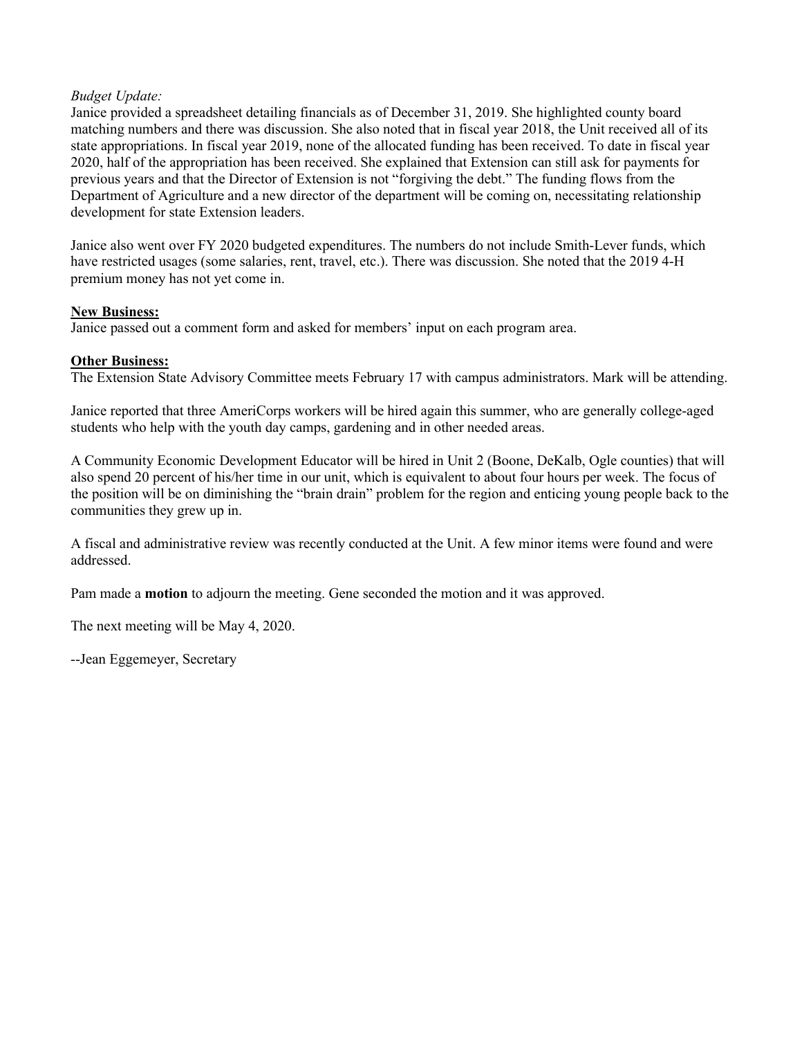*Budget Update:*
Janice provided a spreadsheet detailing financials as of December 31, 2019. She highlighted county board matching numbers and there was discussion. She also noted that in fiscal year 2018, the Unit received all of its state appropriations. In fiscal year 2019, none of the allocated funding has been received. To date in fiscal year 2020, half of the appropriation has been received. She explained that Extension can still ask for payments for previous years and that the Director of Extension is not "forgiving the debt." The funding flows from the Department of Agriculture and a new director of the department will be coming on, necessitating relationship development for state Extension leaders.

Janice also went over FY 2020 budgeted expenditures. The numbers do not include Smith-Lever funds, which have restricted usages (some salaries, rent, travel, etc.). There was discussion. She noted that the 2019 4-H premium money has not yet come in.

**New Business:**
Janice passed out a comment form and asked for members' input on each program area.

**Other Business:**
The Extension State Advisory Committee meets February 17 with campus administrators. Mark will be attending.

Janice reported that three AmeriCorps workers will be hired again this summer, who are generally college-aged students who help with the youth day camps, gardening and in other needed areas.

A Community Economic Development Educator will be hired in Unit 2 (Boone, DeKalb, Ogle counties) that will also spend 20 percent of his/her time in our unit, which is equivalent to about four hours per week. The focus of the position will be on diminishing the "brain drain" problem for the region and enticing young people back to the communities they grew up in.

A fiscal and administrative review was recently conducted at the Unit. A few minor items were found and were addressed.

Pam made a **motion** to adjourn the meeting. Gene seconded the motion and it was approved.

The next meeting will be May 4, 2020.

--Jean Eggemeyer, Secretary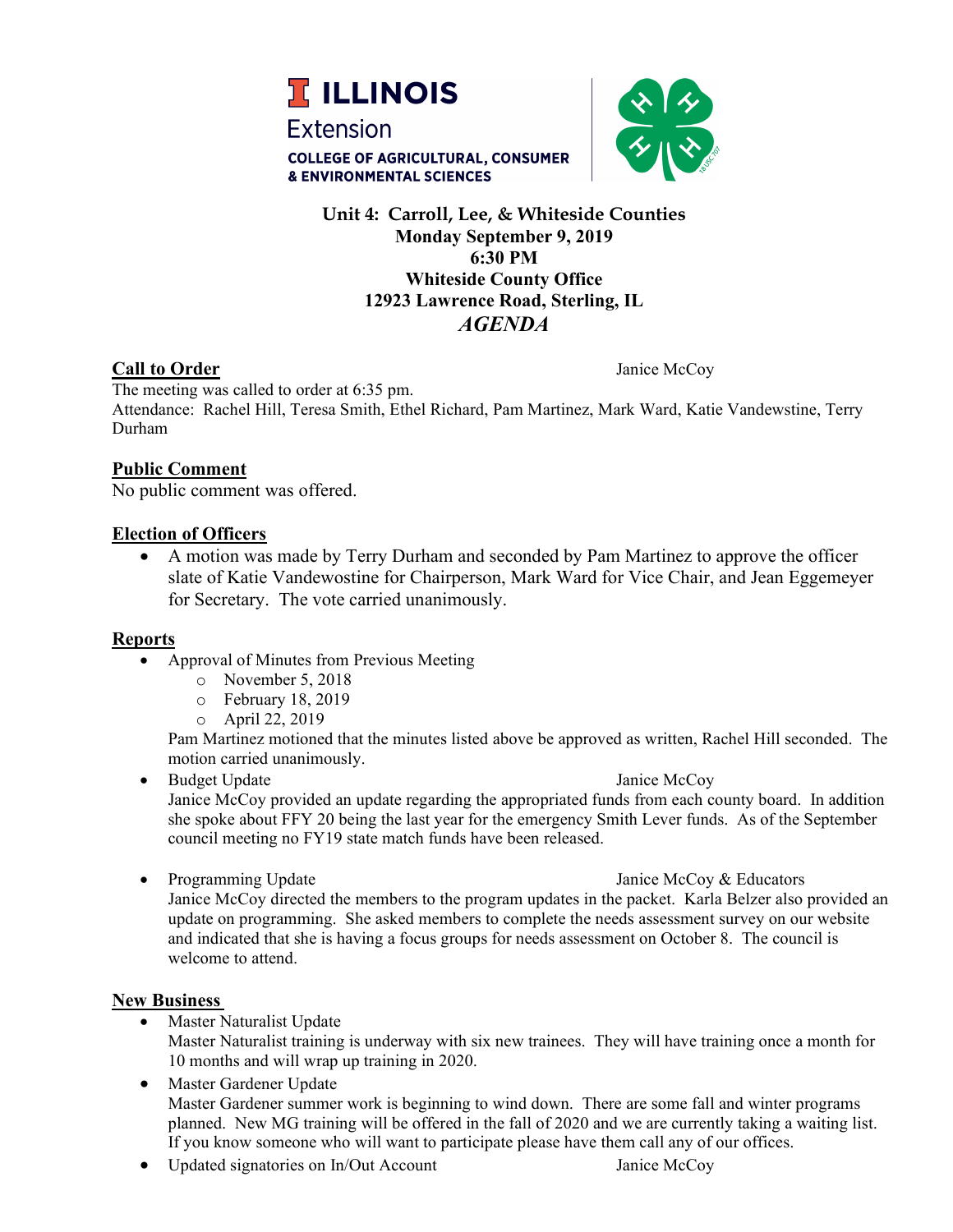**ILLINOIS Extension**
**COLLEGE OF AGRICULTURAL, CONSUMER & ENVIRONMENTAL SCIENCES**

**Unit 4: Carroll, Lee, & Whiteside Counties**
**Monday September 9, 2019**
**6:30 PM**
**Whiteside County Office**
**12923 Lawrence Road, Sterling, IL**
***AGENDA***

**Call to Order** — Janice McCoy

The meeting was called to order at 6:35 pm.
Attendance: Rachel Hill, Teresa Smith, Ethel Richard, Pam Martinez, Mark Ward, Katie Vandewstine, Terry Durham

**Public Comment**

No public comment was offered.

**Election of Officers**

- A motion was made by Terry Durham and seconded by Pam Martinez to approve the officer slate of Katie Vandewostine for Chairperson, Mark Ward for Vice Chair, and Jean Eggemeyer for Secretary. The vote carried unanimously.

**Reports**

- Approval of Minutes from Previous Meeting
  - November 5, 2018
  - February 18, 2019
  - April 22, 2019

  Pam Martinez motioned that the minutes listed above be approved as written, Rachel Hill seconded. The motion carried unanimously.
- Budget Update — Janice McCoy

  Janice McCoy provided an update regarding the appropriated funds from each county board. In addition she spoke about FFY 20 being the last year for the emergency Smith Lever funds. As of the September council meeting no FY19 state match funds have been released.
- Programming Update — Janice McCoy & Educators

  Janice McCoy directed the members to the program updates in the packet. Karla Belzer also provided an update on programming. She asked members to complete the needs assessment survey on our website and indicated that she is having a focus groups for needs assessment on October 8. The council is welcome to attend.

**New Business**

- Master Naturalist Update

  Master Naturalist training is underway with six new trainees. They will have training once a month for 10 months and will wrap up training in 2020.
- Master Gardener Update

  Master Gardener summer work is beginning to wind down. There are some fall and winter programs planned. New MG training will be offered in the fall of 2020 and we are currently taking a waiting list. If you know someone who will want to participate please have them call any of our offices.
- Updated signatories on In/Out Account — Janice McCoy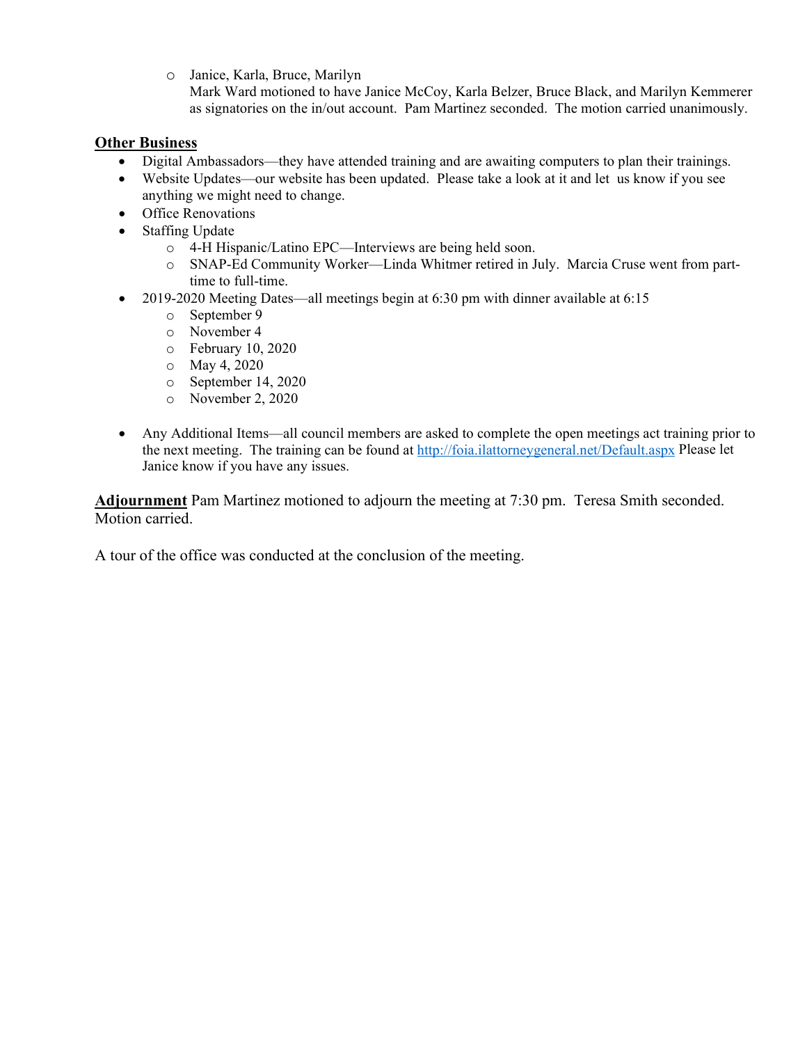- Janice, Karla, Bruce, Marilyn
      Mark Ward motioned to have Janice McCoy, Karla Belzer, Bruce Black, and Marilyn Kemmerer as signatories on the in/out account. Pam Martinez seconded. The motion carried unanimously.

**Other Business**

- Digital Ambassadors—they have attended training and are awaiting computers to plan their trainings.
- Website Updates—our website has been updated. Please take a look at it and let us know if you see anything we might need to change.
- Office Renovations
- Staffing Update
    - 4-H Hispanic/Latino EPC—Interviews are being held soon.
    - SNAP-Ed Community Worker—Linda Whitmer retired in July. Marcia Cruse went from part-time to full-time.
- 2019-2020 Meeting Dates—all meetings begin at 6:30 pm with dinner available at 6:15
    - September 9
    - November 4
    - February 10, 2020
    - May 4, 2020
    - September 14, 2020
    - November 2, 2020

- Any Additional Items—all council members are asked to complete the open meetings act training prior to the next meeting. The training can be found at http://foia.ilattorneygeneral.net/Default.aspx Please let Janice know if you have any issues.

**Adjournment** Pam Martinez motioned to adjourn the meeting at 7:30 pm. Teresa Smith seconded. Motion carried.

A tour of the office was conducted at the conclusion of the meeting.